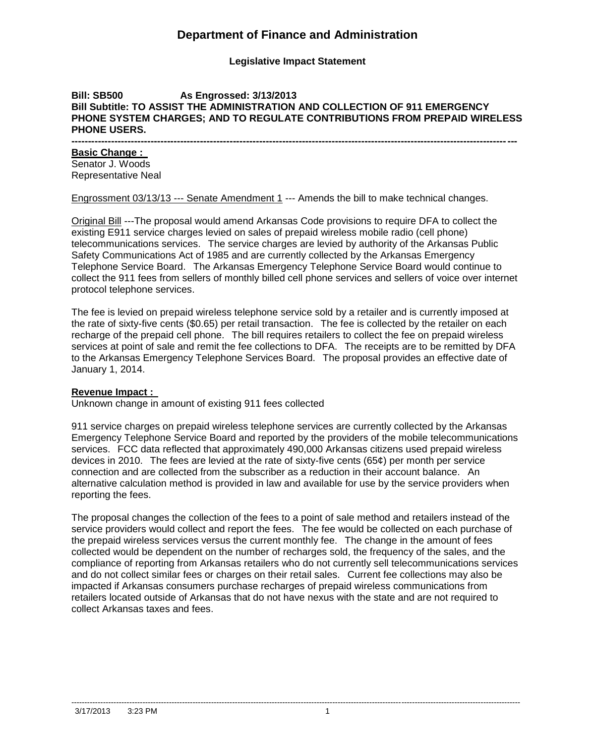# Department of Finance and Administration

**Legislative Impact Statement**

**Bill: SB500 As Engrossed: 3/13/2013**
**Bill Subtitle: TO ASSIST THE ADMINISTRATION AND COLLECTION OF 911 EMERGENCY PHONE SYSTEM CHARGES; AND TO REGULATE CONTRIBUTIONS FROM PREPAID WIRELESS PHONE USERS.**

---

**Basic Change :**

Senator J. Woods
Representative Neal

Engrossment 03/13/13 --- Senate Amendment 1 --- Amends the bill to make technical changes.

Original Bill ---The proposal would amend Arkansas Code provisions to require DFA to collect the existing E911 service charges levied on sales of prepaid wireless mobile radio (cell phone) telecommunications services. The service charges are levied by authority of the Arkansas Public Safety Communications Act of 1985 and are currently collected by the Arkansas Emergency Telephone Service Board. The Arkansas Emergency Telephone Service Board would continue to collect the 911 fees from sellers of monthly billed cell phone services and sellers of voice over internet protocol telephone services.

The fee is levied on prepaid wireless telephone service sold by a retailer and is currently imposed at the rate of sixty-five cents ($0.65) per retail transaction. The fee is collected by the retailer on each recharge of the prepaid cell phone. The bill requires retailers to collect the fee on prepaid wireless services at point of sale and remit the fee collections to DFA. The receipts are to be remitted by DFA to the Arkansas Emergency Telephone Services Board. The proposal provides an effective date of January 1, 2014.

**Revenue Impact :**

Unknown change in amount of existing 911 fees collected

911 service charges on prepaid wireless telephone services are currently collected by the Arkansas Emergency Telephone Service Board and reported by the providers of the mobile telecommunications services. FCC data reflected that approximately 490,000 Arkansas citizens used prepaid wireless devices in 2010. The fees are levied at the rate of sixty-five cents (65¢) per month per service connection and are collected from the subscriber as a reduction in their account balance. An alternative calculation method is provided in law and available for use by the service providers when reporting the fees.

The proposal changes the collection of the fees to a point of sale method and retailers instead of the service providers would collect and report the fees. The fee would be collected on each purchase of the prepaid wireless services versus the current monthly fee. The change in the amount of fees collected would be dependent on the number of recharges sold, the frequency of the sales, and the compliance of reporting from Arkansas retailers who do not currently sell telecommunications services and do not collect similar fees or charges on their retail sales. Current fee collections may also be impacted if Arkansas consumers purchase recharges of prepaid wireless communications from retailers located outside of Arkansas that do not have nexus with the state and are not required to collect Arkansas taxes and fees.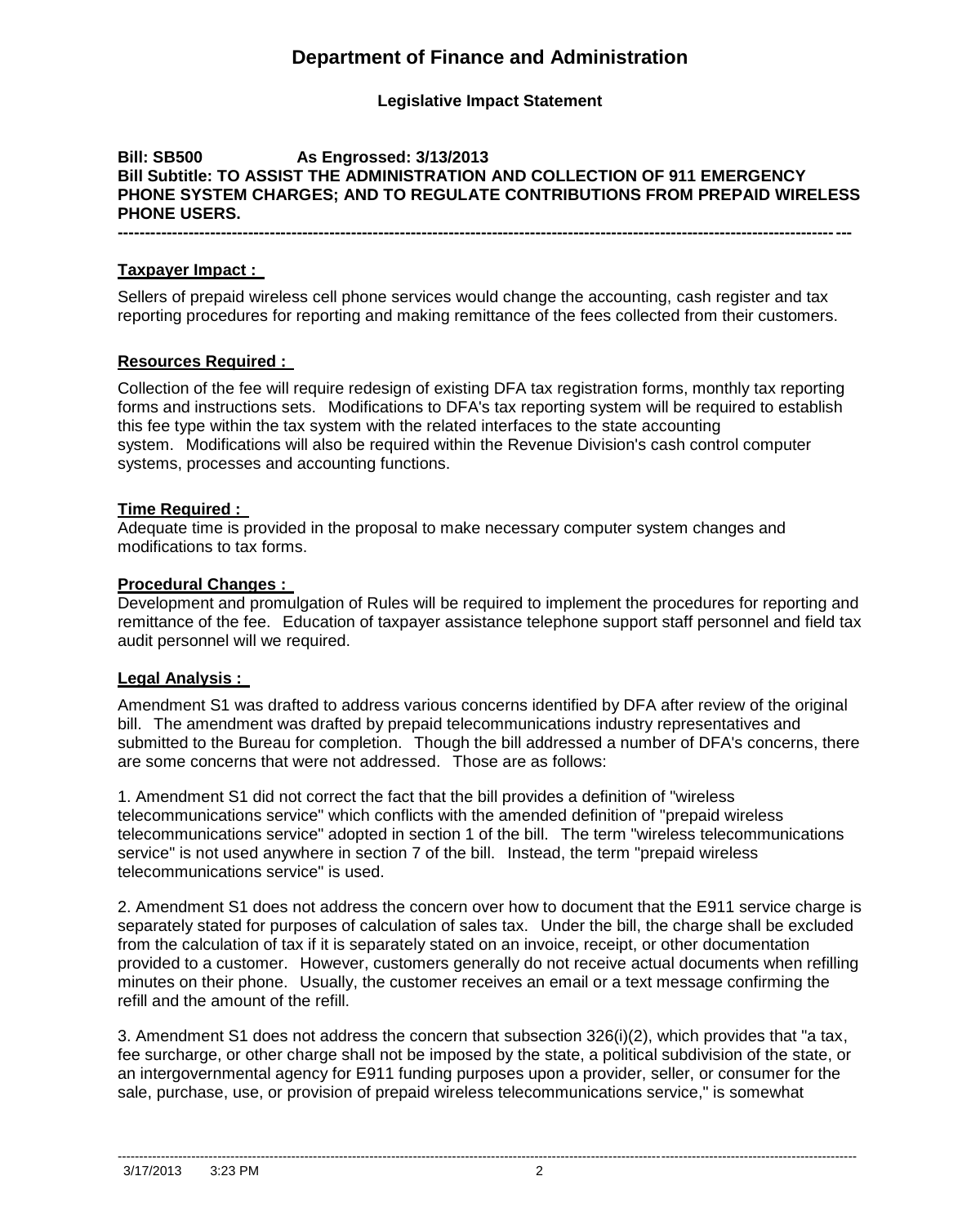## Department of Finance and Administration

### Legislative Impact Statement

**Bill: SB500 As Engrossed: 3/13/2013**
**Bill Subtitle: TO ASSIST THE ADMINISTRATION AND COLLECTION OF 911 EMERGENCY PHONE SYSTEM CHARGES; AND TO REGULATE CONTRIBUTIONS FROM PREPAID WIRELESS PHONE USERS.**

---

**Taxpayer Impact :**

Sellers of prepaid wireless cell phone services would change the accounting, cash register and tax reporting procedures for reporting and making remittance of the fees collected from their customers.

**Resources Required :**

Collection of the fee will require redesign of existing DFA tax registration forms, monthly tax reporting forms and instructions sets. Modifications to DFA's tax reporting system will be required to establish this fee type within the tax system with the related interfaces to the state accounting system. Modifications will also be required within the Revenue Division's cash control computer systems, processes and accounting functions.

**Time Required :**

Adequate time is provided in the proposal to make necessary computer system changes and modifications to tax forms.

**Procedural Changes :**

Development and promulgation of Rules will be required to implement the procedures for reporting and remittance of the fee. Education of taxpayer assistance telephone support staff personnel and field tax audit personnel will we required.

**Legal Analysis :**

Amendment S1 was drafted to address various concerns identified by DFA after review of the original bill. The amendment was drafted by prepaid telecommunications industry representatives and submitted to the Bureau for completion. Though the bill addressed a number of DFA's concerns, there are some concerns that were not addressed. Those are as follows:

1. Amendment S1 did not correct the fact that the bill provides a definition of "wireless telecommunications service" which conflicts with the amended definition of "prepaid wireless telecommunications service" adopted in section 1 of the bill. The term "wireless telecommunications service" is not used anywhere in section 7 of the bill. Instead, the term "prepaid wireless telecommunications service" is used.

2. Amendment S1 does not address the concern over how to document that the E911 service charge is separately stated for purposes of calculation of sales tax. Under the bill, the charge shall be excluded from the calculation of tax if it is separately stated on an invoice, receipt, or other documentation provided to a customer. However, customers generally do not receive actual documents when refilling minutes on their phone. Usually, the customer receives an email or a text message confirming the refill and the amount of the refill.

3. Amendment S1 does not address the concern that subsection 326(i)(2), which provides that "a tax, fee surcharge, or other charge shall not be imposed by the state, a political subdivision of the state, or an intergovernmental agency for E911 funding purposes upon a provider, seller, or consumer for the sale, purchase, use, or provision of prepaid wireless telecommunications service," is somewhat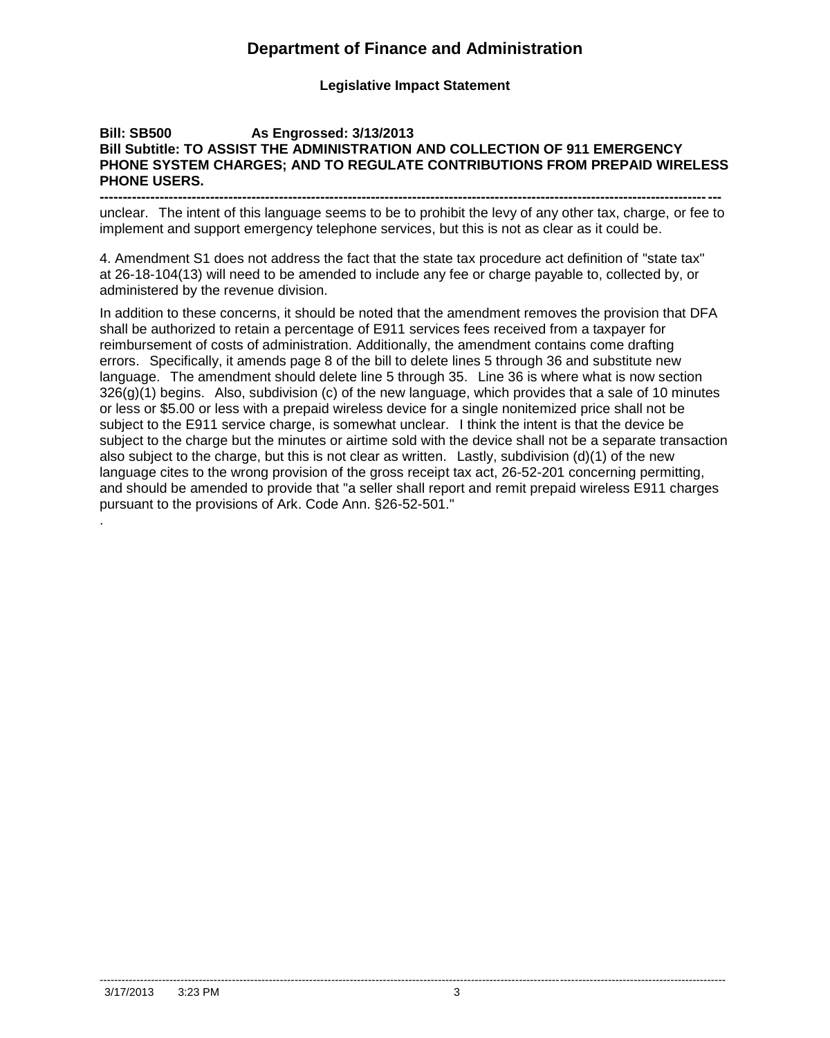# Department of Finance and Administration

**Legislative Impact Statement**

**Bill: SB500 As Engrossed: 3/13/2013**
**Bill Subtitle: TO ASSIST THE ADMINISTRATION AND COLLECTION OF 911 EMERGENCY PHONE SYSTEM CHARGES; AND TO REGULATE CONTRIBUTIONS FROM PREPAID WIRELESS PHONE USERS.**

---

unclear. The intent of this language seems to be to prohibit the levy of any other tax, charge, or fee to implement and support emergency telephone services, but this is not as clear as it could be.

4. Amendment S1 does not address the fact that the state tax procedure act definition of "state tax" at 26-18-104(13) will need to be amended to include any fee or charge payable to, collected by, or administered by the revenue division.

In addition to these concerns, it should be noted that the amendment removes the provision that DFA shall be authorized to retain a percentage of E911 services fees received from a taxpayer for reimbursement of costs of administration. Additionally, the amendment contains come drafting errors. Specifically, it amends page 8 of the bill to delete lines 5 through 36 and substitute new language. The amendment should delete line 5 through 35. Line 36 is where what is now section 326(g)(1) begins. Also, subdivision (c) of the new language, which provides that a sale of 10 minutes or less or $5.00 or less with a prepaid wireless device for a single nonitemized price shall not be subject to the E911 service charge, is somewhat unclear. I think the intent is that the device be subject to the charge but the minutes or airtime sold with the device shall not be a separate transaction also subject to the charge, but this is not clear as written. Lastly, subdivision (d)(1) of the new language cites to the wrong provision of the gross receipt tax act, 26-52-201 concerning permitting, and should be amended to provide that "a seller shall report and remit prepaid wireless E911 charges pursuant to the provisions of Ark. Code Ann. §26-52-501."

.